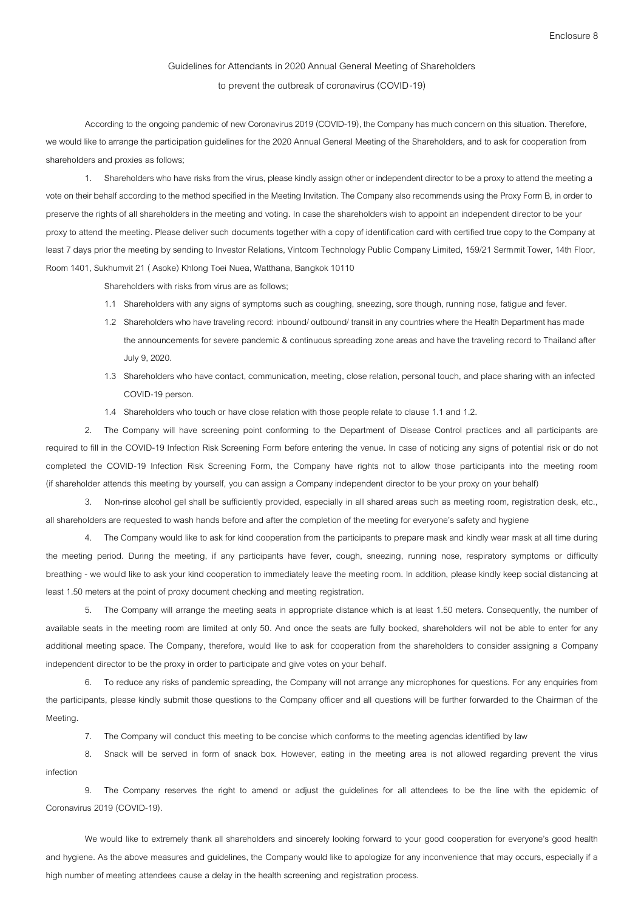Enclosure 8

# Guidelines for Attendants in 2020 Annual General Meeting of Shareholders to prevent the outbreak of coronavirus (COVID-19)

According to the ongoing pandemic of new Coronavirus 2019 (COVID-19), the Company has much concern on this situation. Therefore, we would like to arrange the participation guidelines for the 2020 Annual General Meeting of the Shareholders, and to ask for cooperation from shareholders and proxies as follows;

1. Shareholders who have risks from the virus, please kindly assign other or independent director to be a proxy to attend the meeting a vote on their behalf according to the method specified in the Meeting Invitation. The Company also recommends using the Proxy Form B, in order to preserve the rights of all shareholders in the meeting and voting. In case the shareholders wish to appoint an independent director to be your proxy to attend the meeting. Please deliver such documents together with a copy of identification card with certified true copy to the Company at least 7 days prior the meeting by sending to Investor Relations, Vintcom Technology Public Company Limited, 159/21 Sermmit Tower, 14th Floor, Room 1401, Sukhumvit 21 ( Asoke) Khlong Toei Nuea, Watthana, Bangkok 10110

   Shareholders with risks from virus are as follows;

   1.1 Shareholders with any signs of symptoms such as coughing, sneezing, sore though, running nose, fatigue and fever.

   1.2 Shareholders who have traveling record: inbound/ outbound/ transit in any countries where the Health Department has made the announcements for severe pandemic & continuous spreading zone areas and have the traveling record to Thailand after July 9, 2020.

   1.3 Shareholders who have contact, communication, meeting, close relation, personal touch, and place sharing with an infected COVID-19 person.

   1.4 Shareholders who touch or have close relation with those people relate to clause 1.1 and 1.2.

2. The Company will have screening point conforming to the Department of Disease Control practices and all participants are required to fill in the COVID-19 Infection Risk Screening Form before entering the venue. In case of noticing any signs of potential risk or do not completed the COVID-19 Infection Risk Screening Form, the Company have rights not to allow those participants into the meeting room (if shareholder attends this meeting by yourself, you can assign a Company independent director to be your proxy on your behalf)

3. Non-rinse alcohol gel shall be sufficiently provided, especially in all shared areas such as meeting room, registration desk, etc., all shareholders are requested to wash hands before and after the completion of the meeting for everyone's safety and hygiene

4. The Company would like to ask for kind cooperation from the participants to prepare mask and kindly wear mask at all time during the meeting period. During the meeting, if any participants have fever, cough, sneezing, running nose, respiratory symptoms or difficulty breathing - we would like to ask your kind cooperation to immediately leave the meeting room. In addition, please kindly keep social distancing at least 1.50 meters at the point of proxy document checking and meeting registration.

5. The Company will arrange the meeting seats in appropriate distance which is at least 1.50 meters. Consequently, the number of available seats in the meeting room are limited at only 50. And once the seats are fully booked, shareholders will not be able to enter for any additional meeting space. The Company, therefore, would like to ask for cooperation from the shareholders to consider assigning a Company independent director to be the proxy in order to participate and give votes on your behalf.

6. To reduce any risks of pandemic spreading, the Company will not arrange any microphones for questions. For any enquiries from the participants, please kindly submit those questions to the Company officer and all questions will be further forwarded to the Chairman of the Meeting.

7. The Company will conduct this meeting to be concise which conforms to the meeting agendas identified by law

8. Snack will be served in form of snack box. However, eating in the meeting area is not allowed regarding prevent the virus infection

9. The Company reserves the right to amend or adjust the guidelines for all attendees to be the line with the epidemic of Coronavirus 2019 (COVID-19).

We would like to extremely thank all shareholders and sincerely looking forward to your good cooperation for everyone's good health and hygiene. As the above measures and guidelines, the Company would like to apologize for any inconvenience that may occurs, especially if a high number of meeting attendees cause a delay in the health screening and registration process.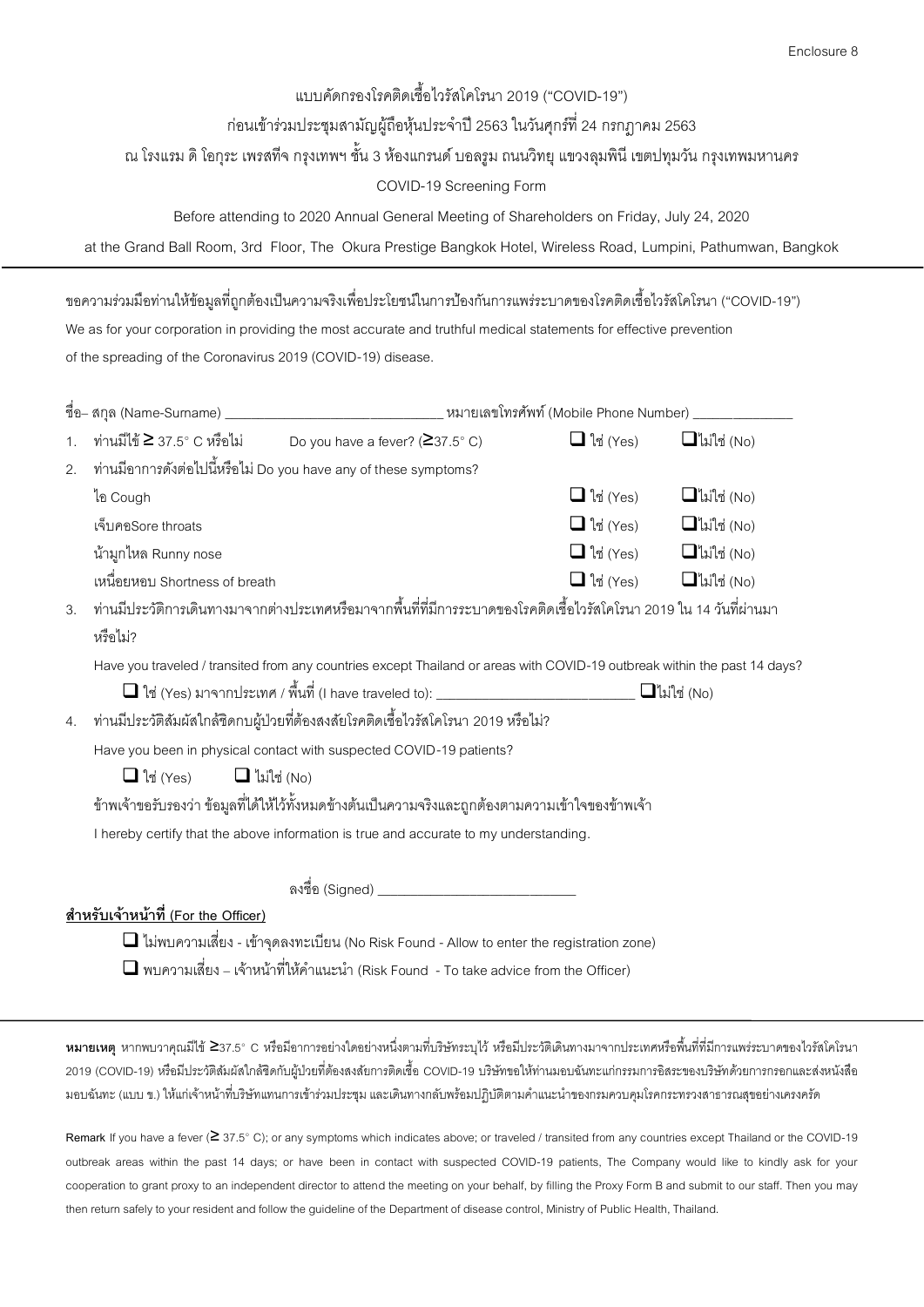Enclosure 8

แบบคัดกรองโรคติดเชื้อไวรัสโคโรนา 2019 ("COVID-19")

ก่อนเข้าร่วมประชุมสามัญผู้ถือหุ้นประจำปี 2563 ในวันศุกร์ที่ 24 กรกฎาคม 2563

ณ โรงแรม ดิ โอกุระ เพรสทีจ กรุงเทพฯ ชั้น 3 ห้องแกรนด์ บอลรูม ถนนวิทยุ แขวงลุมพินี เขตปทุมวัน กรุงเทพมหานคร

COVID-19 Screening Form

Before attending to 2020 Annual General Meeting of Shareholders on Friday, July 24, 2020

at the Grand Ball Room, 3rd Floor, The Okura Prestige Bangkok Hotel, Wireless Road, Lumpini, Pathumwan, Bangkok

---

ขอความร่วมมือท่านให้ข้อมูลที่ถูกต้องเป็นความจริงเพื่อประโยชน์ในการป้องกันการแพร่ระบาดของโรคติดเชื้อไวรัสโคโรนา ("COVID-19")
We as for your corporation in providing the most accurate and truthful medical statements for effective prevention of the spreading of the Coronavirus 2019 (COVID-19) disease.

ชื่อ– สกุล (Name-Surname) ______________________________ หมายเลขโทรศัพท์ (Mobile Phone Number) _____________

1. ท่านมีไข้ ≥ 37.5° C หรือไม่ Do you have a fever? (≥37.5° C) ☐ ใช่ (Yes) ☐ ไม่ใช่ (No)
2. ท่านมีอาการดังต่อไปนี้หรือไม่ Do you have any of these symptoms?
   - ไอ Cough ☐ ใช่ (Yes) ☐ ไม่ใช่ (No)
   - เจ็บคอSore throats ☐ ใช่ (Yes) ☐ ไม่ใช่ (No)
   - น้ำมูกไหล Runny nose ☐ ใช่ (Yes) ☐ ไม่ใช่ (No)
   - เหนื่อยหอบ Shortness of breath ☐ ใช่ (Yes) ☐ ไม่ใช่ (No)
3. ท่านมีประวัติการเดินทางมาจากต่างประเทศหรือมาจากพื้นที่ที่มีการระบาดของโรคติดเชื้อไวรัสโคโรนา 2019 ใน 14 วันที่ผ่านมาหรือไม่?

   Have you traveled / transited from any countries except Thailand or areas with COVID-19 outbreak within the past 14 days?

   ☐ ใช่ (Yes) มาจากประเทศ / พื้นที่ (I have traveled to): ____________________________ ☐ ไม่ใช่ (No)
4. ท่านมีประวัติสัมผัสใกล้ชิดกับผู้ป่วยที่ต้องสงสัยโรคติดเชื้อไวรัสโคโรนา 2019 หรือไม่?

   Have you been in physical contact with suspected COVID-19 patients?

   ☐ ใช่ (Yes) ☐ ไม่ใช่ (No)

   ข้าพเจ้าขอรับรองว่า ข้อมูลที่ได้ให้ไว้ทั้งหมดข้างต้นเป็นความจริงและถูกต้องตามความเข้าใจของข้าพเจ้า

   I hereby certify that the above information is true and accurate to my understanding.

ลงชื่อ (Signed) ____________________________

**สำหรับเจ้าหน้าที่ (For the Officer)**

☐ ไม่พบความเสี่ยง - เข้าจุดลงทะเบียน (No Risk Found - Allow to enter the registration zone)

☐ พบความเสี่ยง – เจ้าหน้าที่ให้คำแนะนำ (Risk Found - To take advice from the Officer)

---

**หมายเหตุ** หากพบว่าคุณมีไข้ ≥37.5° C หรือมีอาการอย่างใดอย่างหนึ่งตามที่บริษัทระบุไว้ หรือมีประวัติเดินทางมาจากประเทศหรือพื้นที่ที่มีการแพร่ระบาดของไวรัสโคโรนา 2019 (COVID-19) หรือมีประวัติสัมผัสใกล้ชิดกับผู้ป่วยที่ต้องสงสัยการติดเชื้อ COVID-19 บริษัทขอให้ท่านมอบฉันทะแก่กรรมการอิสระของบริษัทด้วยการกรอกและส่งหนังสือมอบฉันทะ (แบบ ข.) ให้แก่เจ้าหน้าที่บริษัทแทนการเข้าร่วมประชุม และเดินทางกลับพร้อมปฏิบัติตามคำแนะนำของกรมควบคุมโรคกระทรวงสาธารณสุขอย่างเคร่งครัด

**Remark** If you have a fever (≥ 37.5° C); or any symptoms which indicates above; or traveled / transited from any countries except Thailand or the COVID-19 outbreak areas within the past 14 days; or have been in contact with suspected COVID-19 patients, The Company would like to kindly ask for your cooperation to grant proxy to an independent director to attend the meeting on your behalf, by filling the Proxy Form B and submit to our staff. Then you may then return safely to your resident and follow the guideline of the Department of disease control, Ministry of Public Health, Thailand.